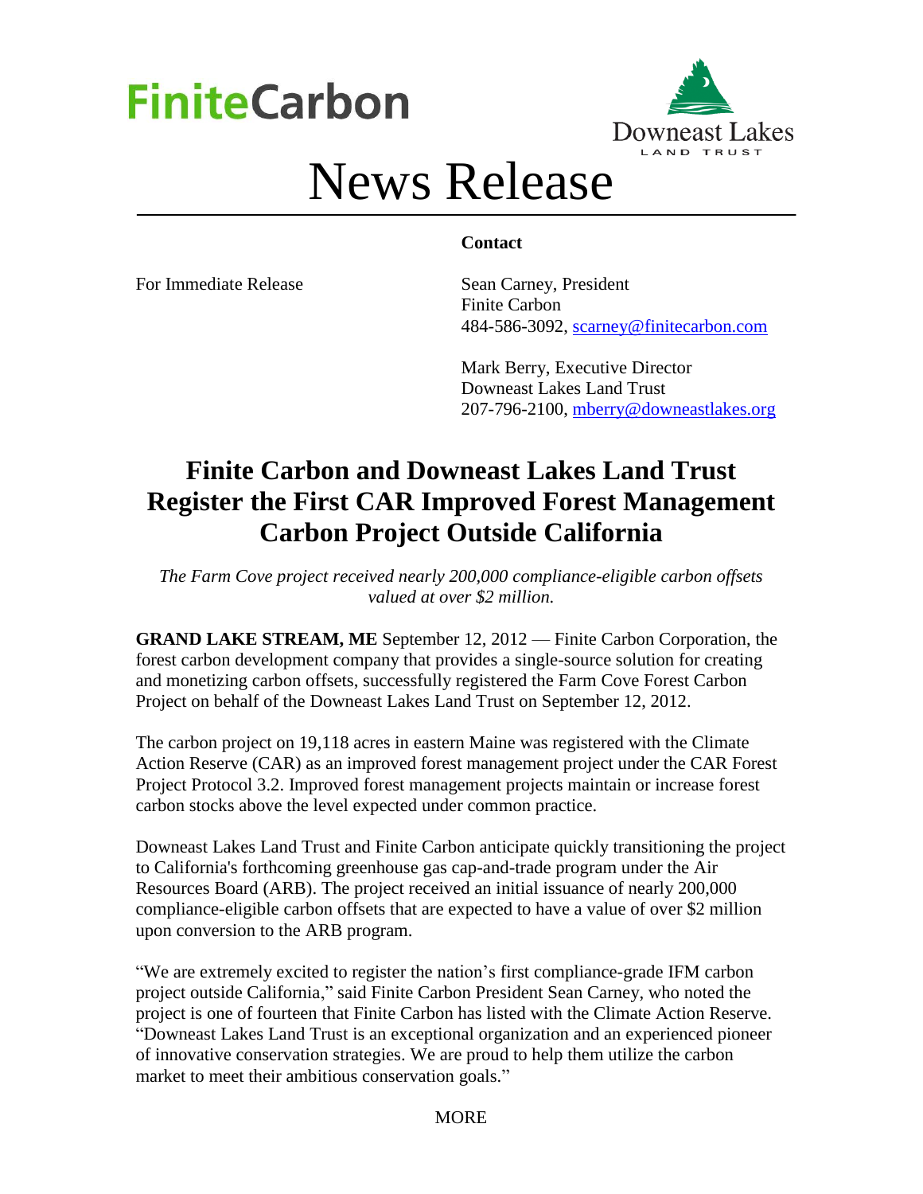FiniteCarbon

Downeast Lakes
LAND TRUST

# News Release

**Contact**

For Immediate Release

Sean Carney, President
Finite Carbon
484-586-3092, scarney@finitecarbon.com

Mark Berry, Executive Director
Downeast Lakes Land Trust
207-796-2100, mberry@downeastlakes.org

## Finite Carbon and Downeast Lakes Land Trust Register the First CAR Improved Forest Management Carbon Project Outside California

*The Farm Cove project received nearly 200,000 compliance-eligible carbon offsets valued at over $2 million.*

**GRAND LAKE STREAM, ME** September 12, 2012 — Finite Carbon Corporation, the forest carbon development company that provides a single-source solution for creating and monetizing carbon offsets, successfully registered the Farm Cove Forest Carbon Project on behalf of the Downeast Lakes Land Trust on September 12, 2012.

The carbon project on 19,118 acres in eastern Maine was registered with the Climate Action Reserve (CAR) as an improved forest management project under the CAR Forest Project Protocol 3.2. Improved forest management projects maintain or increase forest carbon stocks above the level expected under common practice.

Downeast Lakes Land Trust and Finite Carbon anticipate quickly transitioning the project to California's forthcoming greenhouse gas cap-and-trade program under the Air Resources Board (ARB). The project received an initial issuance of nearly 200,000 compliance-eligible carbon offsets that are expected to have a value of over $2 million upon conversion to the ARB program.

"We are extremely excited to register the nation's first compliance-grade IFM carbon project outside California," said Finite Carbon President Sean Carney, who noted the project is one of fourteen that Finite Carbon has listed with the Climate Action Reserve. "Downeast Lakes Land Trust is an exceptional organization and an experienced pioneer of innovative conservation strategies. We are proud to help them utilize the carbon market to meet their ambitious conservation goals."

MORE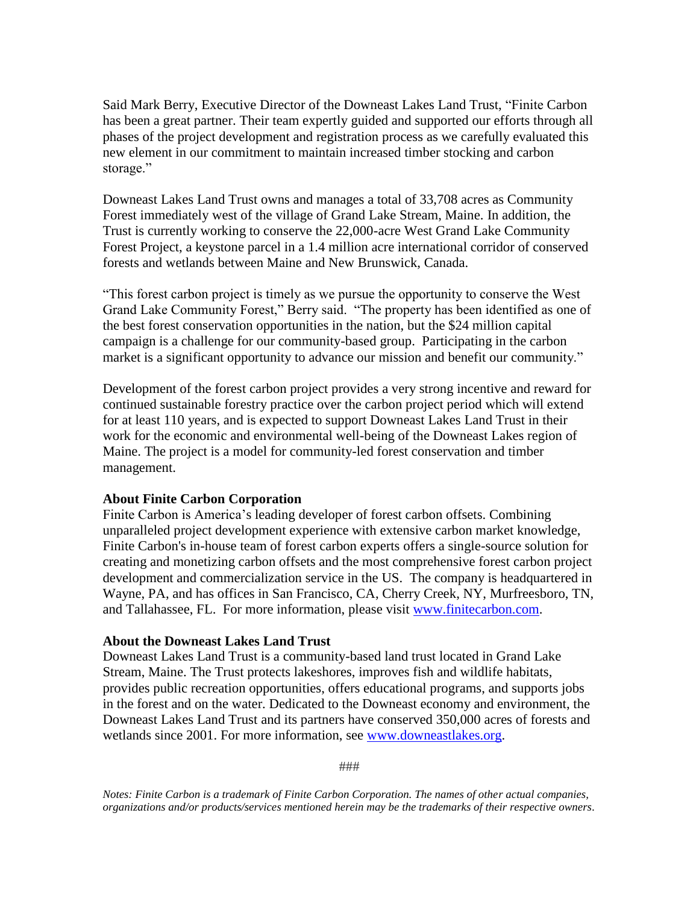Said Mark Berry, Executive Director of the Downeast Lakes Land Trust, "Finite Carbon has been a great partner. Their team expertly guided and supported our efforts through all phases of the project development and registration process as we carefully evaluated this new element in our commitment to maintain increased timber stocking and carbon storage."

Downeast Lakes Land Trust owns and manages a total of 33,708 acres as Community Forest immediately west of the village of Grand Lake Stream, Maine. In addition, the Trust is currently working to conserve the 22,000-acre West Grand Lake Community Forest Project, a keystone parcel in a 1.4 million acre international corridor of conserved forests and wetlands between Maine and New Brunswick, Canada.

"This forest carbon project is timely as we pursue the opportunity to conserve the West Grand Lake Community Forest," Berry said. "The property has been identified as one of the best forest conservation opportunities in the nation, but the $24 million capital campaign is a challenge for our community-based group. Participating in the carbon market is a significant opportunity to advance our mission and benefit our community."

Development of the forest carbon project provides a very strong incentive and reward for continued sustainable forestry practice over the carbon project period which will extend for at least 110 years, and is expected to support Downeast Lakes Land Trust in their work for the economic and environmental well-being of the Downeast Lakes region of Maine. The project is a model for community-led forest conservation and timber management.

**About Finite Carbon Corporation**
Finite Carbon is America's leading developer of forest carbon offsets. Combining unparalleled project development experience with extensive carbon market knowledge, Finite Carbon's in-house team of forest carbon experts offers a single-source solution for creating and monetizing carbon offsets and the most comprehensive forest carbon project development and commercialization service in the US. The company is headquartered in Wayne, PA, and has offices in San Francisco, CA, Cherry Creek, NY, Murfreesboro, TN, and Tallahassee, FL. For more information, please visit [www.finitecarbon.com](http://www.finitecarbon.com).

**About the Downeast Lakes Land Trust**
Downeast Lakes Land Trust is a community-based land trust located in Grand Lake Stream, Maine. The Trust protects lakeshores, improves fish and wildlife habitats, provides public recreation opportunities, offers educational programs, and supports jobs in the forest and on the water. Dedicated to the Downeast economy and environment, the Downeast Lakes Land Trust and its partners have conserved 350,000 acres of forests and wetlands since 2001. For more information, see [www.downeastlakes.org](http://www.downeastlakes.org).

###

*Notes: Finite Carbon is a trademark of Finite Carbon Corporation. The names of other actual companies, organizations and/or products/services mentioned herein may be the trademarks of their respective owners.*